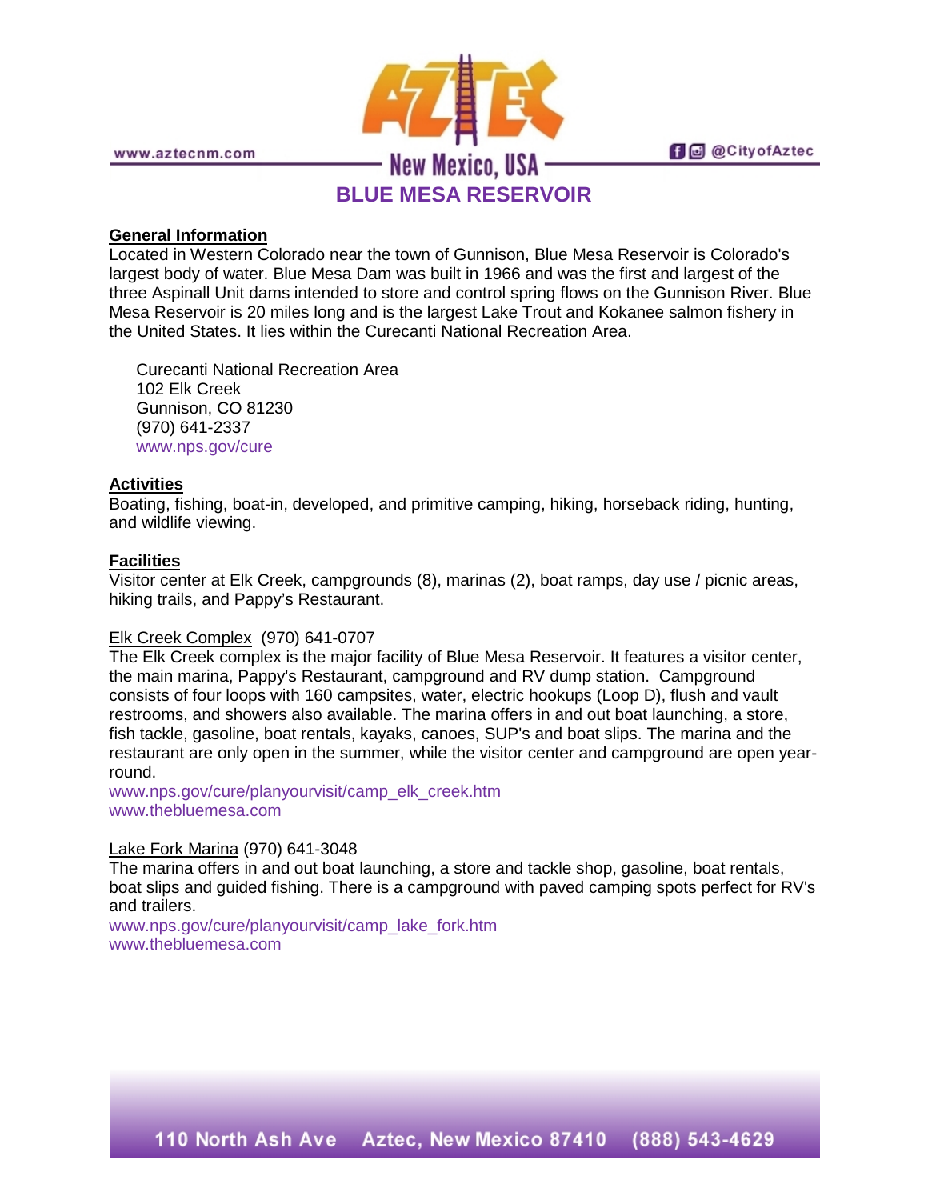# BLUE MESA RESERVOIR

**General Information**

Located in Western Colorado near the town of Gunnison, Blue Mesa Reservoir is Colorado's largest body of water. Blue Mesa Dam was built in 1966 and was the first and largest of the three Aspinall Unit dams intended to store and control spring flows on the Gunnison River. Blue Mesa Reservoir is 20 miles long and is the largest Lake Trout and Kokanee salmon fishery in the United States. It lies within the Curecanti National Recreation Area.

Curecanti National Recreation Area
102 Elk Creek
Gunnison, CO 81230
(970) 641-2337
www.nps.gov/cure

**Activities**

Boating, fishing, boat-in, developed, and primitive camping, hiking, horseback riding, hunting, and wildlife viewing.

**Facilities**

Visitor center at Elk Creek, campgrounds (8), marinas (2), boat ramps, day use / picnic areas, hiking trails, and Pappy's Restaurant.

Elk Creek Complex (970) 641-0707

The Elk Creek complex is the major facility of Blue Mesa Reservoir. It features a visitor center, the main marina, Pappy's Restaurant, campground and RV dump station. Campground consists of four loops with 160 campsites, water, electric hookups (Loop D), flush and vault restrooms, and showers also available. The marina offers in and out boat launching, a store, fish tackle, gasoline, boat rentals, kayaks, canoes, SUP's and boat slips. The marina and the restaurant are only open in the summer, while the visitor center and campground are open year-round.

www.nps.gov/cure/planyourvisit/camp_elk_creek.htm
www.thebluemesa.com

Lake Fork Marina (970) 641-3048

The marina offers in and out boat launching, a store and tackle shop, gasoline, boat rentals, boat slips and guided fishing. There is a campground with paved camping spots perfect for RV's and trailers.

www.nps.gov/cure/planyourvisit/camp_lake_fork.htm
www.thebluemesa.com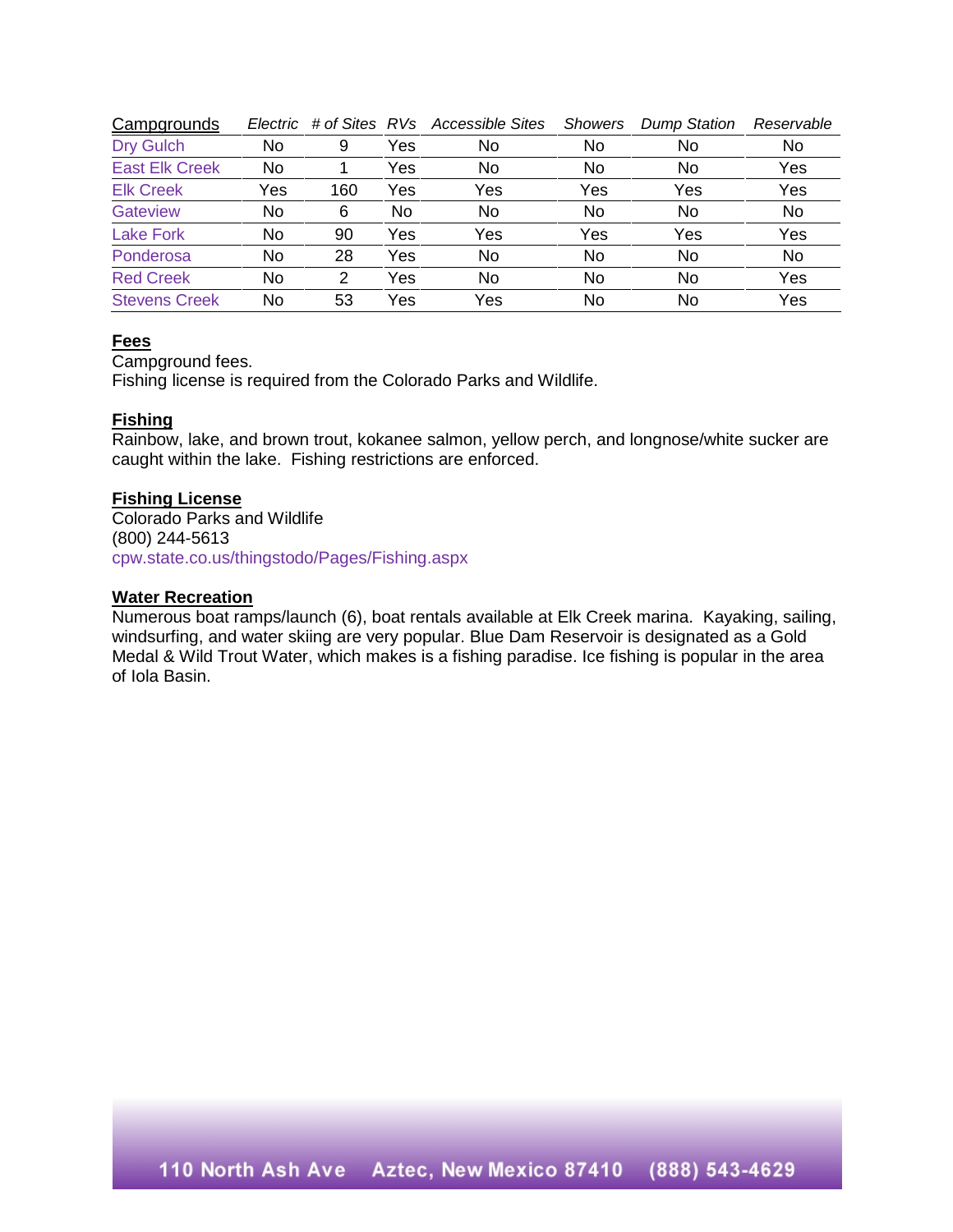| Campgrounds | Electric | # of Sites | RVs | Accessible Sites | Showers | Dump Station | Reservable |
|---|---|---|---|---|---|---|---|
| Dry Gulch | No | 9 | Yes | No | No | No | No |
| East Elk Creek | No | 1 | Yes | No | No | No | Yes |
| Elk Creek | Yes | 160 | Yes | Yes | Yes | Yes | Yes |
| Gateview | No | 6 | No | No | No | No | No |
| Lake Fork | No | 90 | Yes | Yes | Yes | Yes | Yes |
| Ponderosa | No | 28 | Yes | No | No | No | No |
| Red Creek | No | 2 | Yes | No | No | No | Yes |
| Stevens Creek | No | 53 | Yes | Yes | No | No | Yes |

**Fees**

Campground fees.
Fishing license is required from the Colorado Parks and Wildlife.

**Fishing**

Rainbow, lake, and brown trout, kokanee salmon, yellow perch, and longnose/white sucker are caught within the lake. Fishing restrictions are enforced.

**Fishing License**

Colorado Parks and Wildlife
(800) 244-5613
cpw.state.co.us/thingstodo/Pages/Fishing.aspx

**Water Recreation**

Numerous boat ramps/launch (6), boat rentals available at Elk Creek marina. Kayaking, sailing, windsurfing, and water skiing are very popular. Blue Dam Reservoir is designated as a Gold Medal & Wild Trout Water, which makes is a fishing paradise. Ice fishing is popular in the area of Iola Basin.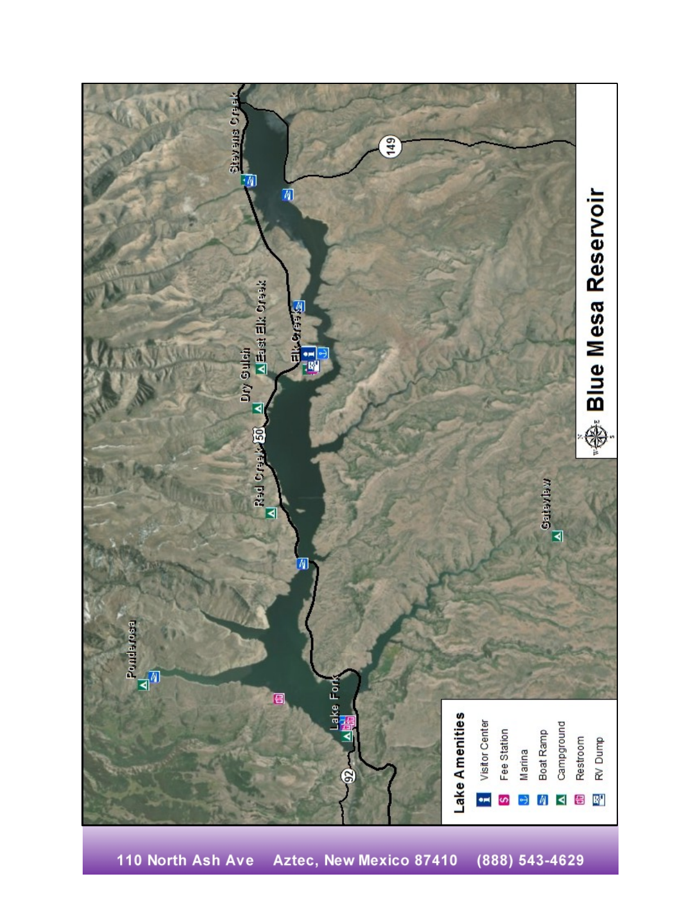# Blue Mesa Reservoir

Stevens Creek

149

East Elk Creek

Dry Gulch

Elk Creek

Red Creek

50

Gateview

Ponderosa

Lake Fork

92

**Lake Amenities**

- Visitor Center
- Fee Station
- Marina
- Boat Ramp
- Campground
- Restroom
- RV Dump

110 North Ash Ave Aztec, New Mexico 87410 (888) 543-4629